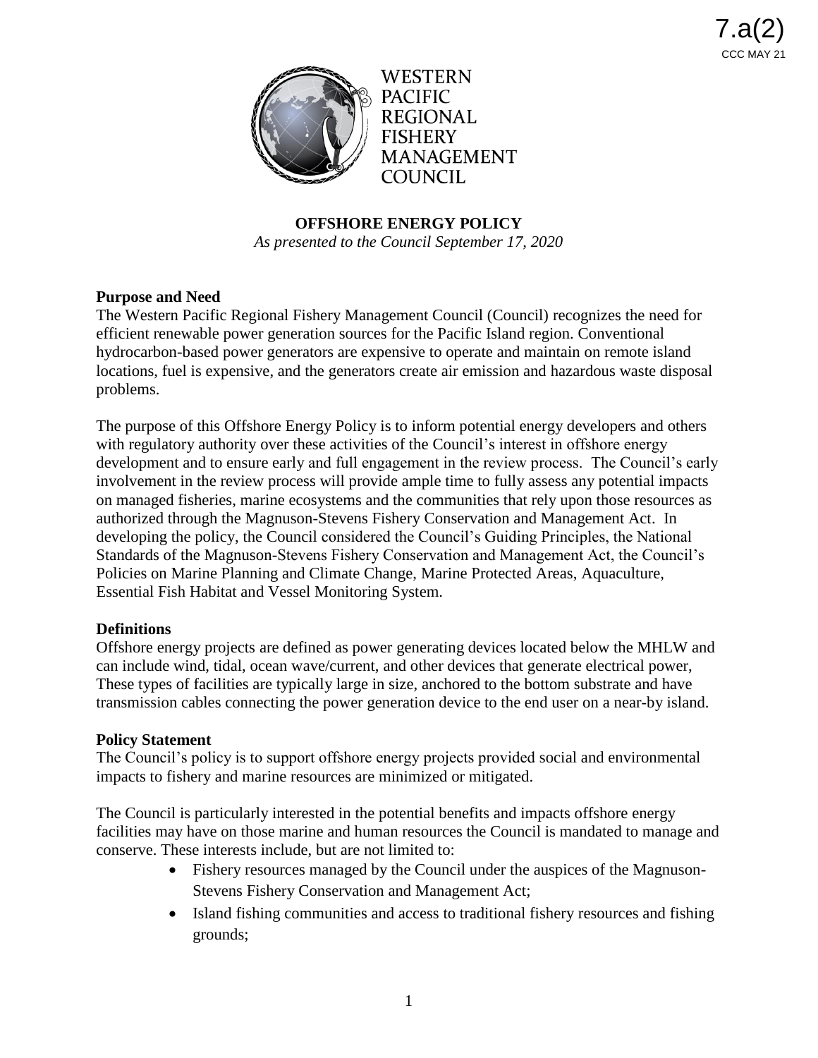7.a(2)
CCC MAY 21

WESTERN PACIFIC REGIONAL FISHERY MANAGEMENT COUNCIL

# OFFSHORE ENERGY POLICY

*As presented to the Council September 17, 2020*

**Purpose and Need**

The Western Pacific Regional Fishery Management Council (Council) recognizes the need for efficient renewable power generation sources for the Pacific Island region. Conventional hydrocarbon-based power generators are expensive to operate and maintain on remote island locations, fuel is expensive, and the generators create air emission and hazardous waste disposal problems.

The purpose of this Offshore Energy Policy is to inform potential energy developers and others with regulatory authority over these activities of the Council's interest in offshore energy development and to ensure early and full engagement in the review process. The Council's early involvement in the review process will provide ample time to fully assess any potential impacts on managed fisheries, marine ecosystems and the communities that rely upon those resources as authorized through the Magnuson-Stevens Fishery Conservation and Management Act. In developing the policy, the Council considered the Council's Guiding Principles, the National Standards of the Magnuson-Stevens Fishery Conservation and Management Act, the Council's Policies on Marine Planning and Climate Change, Marine Protected Areas, Aquaculture, Essential Fish Habitat and Vessel Monitoring System.

**Definitions**

Offshore energy projects are defined as power generating devices located below the MHLW and can include wind, tidal, ocean wave/current, and other devices that generate electrical power, These types of facilities are typically large in size, anchored to the bottom substrate and have transmission cables connecting the power generation device to the end user on a near-by island.

**Policy Statement**

The Council's policy is to support offshore energy projects provided social and environmental impacts to fishery and marine resources are minimized or mitigated.

The Council is particularly interested in the potential benefits and impacts offshore energy facilities may have on those marine and human resources the Council is mandated to manage and conserve. These interests include, but are not limited to:

- Fishery resources managed by the Council under the auspices of the Magnuson-Stevens Fishery Conservation and Management Act;
- Island fishing communities and access to traditional fishery resources and fishing grounds;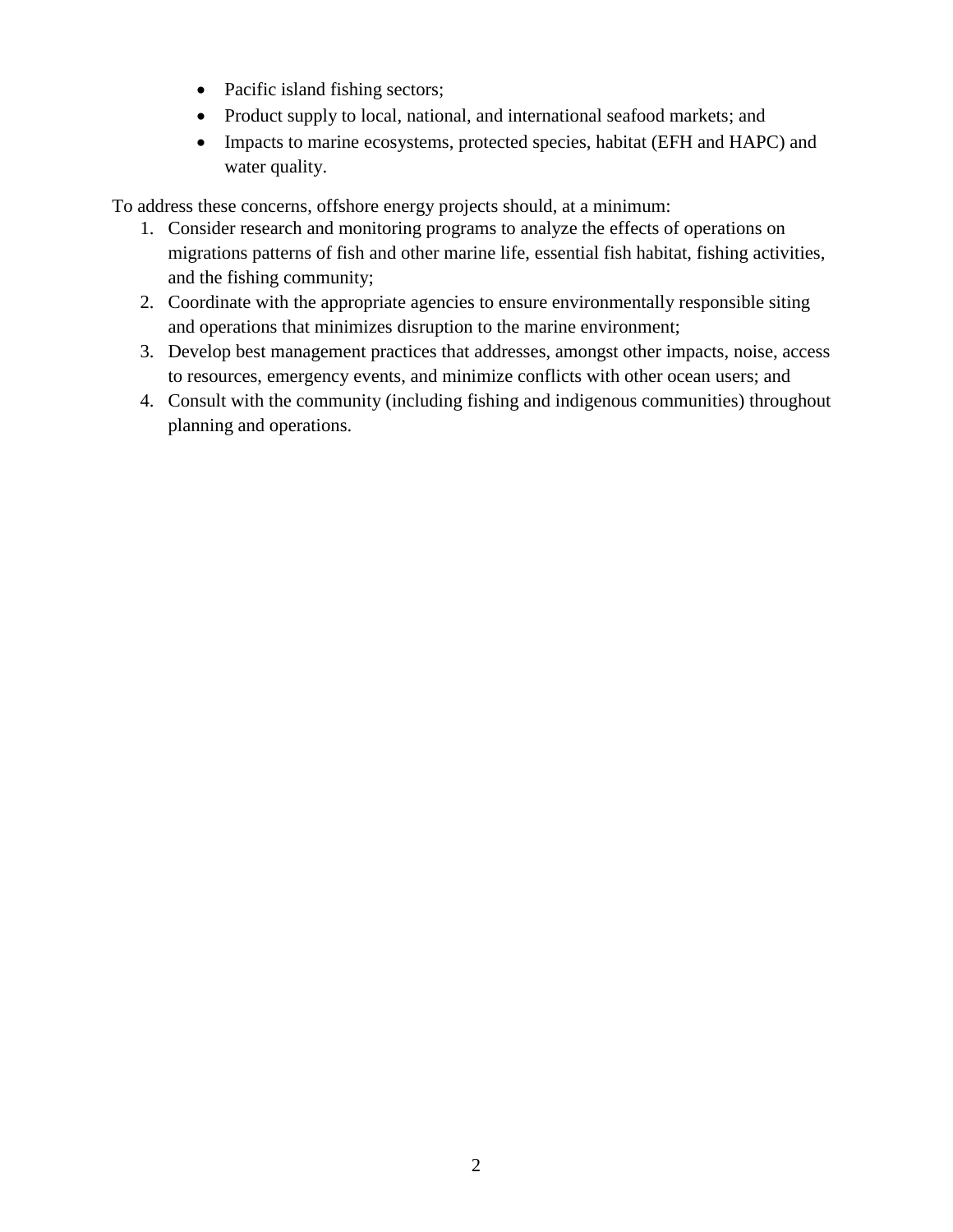- Pacific island fishing sectors;
- Product supply to local, national, and international seafood markets; and
- Impacts to marine ecosystems, protected species, habitat (EFH and HAPC) and water quality.

To address these concerns, offshore energy projects should, at a minimum:

1. Consider research and monitoring programs to analyze the effects of operations on migrations patterns of fish and other marine life, essential fish habitat, fishing activities, and the fishing community;
2. Coordinate with the appropriate agencies to ensure environmentally responsible siting and operations that minimizes disruption to the marine environment;
3. Develop best management practices that addresses, amongst other impacts, noise, access to resources, emergency events, and minimize conflicts with other ocean users; and
4. Consult with the community (including fishing and indigenous communities) throughout planning and operations.